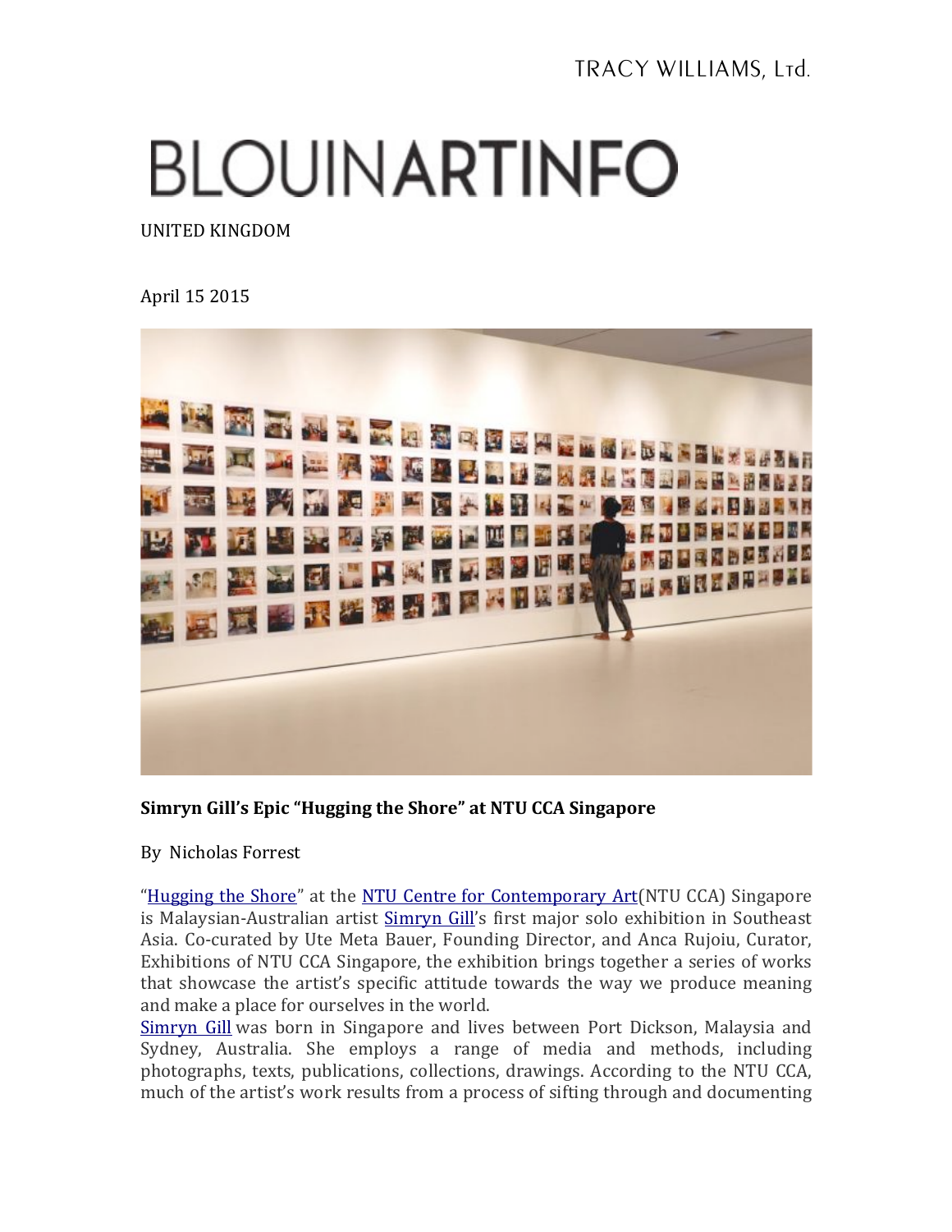TRACY WILLIAMS, Ltd.

# BLOUINARTINFO

UNITED KINGDOM

April 15 2015

**Simryn Gill's Epic "Hugging the Shore" at NTU CCA Singapore**

By Nicholas Forrest

"Hugging the Shore" at the NTU Centre for Contemporary Art(NTU CCA) Singapore is Malaysian-Australian artist Simryn Gill's first major solo exhibition in Southeast Asia. Co-curated by Ute Meta Bauer, Founding Director, and Anca Rujoiu, Curator, Exhibitions of NTU CCA Singapore, the exhibition brings together a series of works that showcase the artist's specific attitude towards the way we produce meaning and make a place for ourselves in the world.

Simryn Gill was born in Singapore and lives between Port Dickson, Malaysia and Sydney, Australia. She employs a range of media and methods, including photographs, texts, publications, collections, drawings. According to the NTU CCA, much of the artist's work results from a process of sifting through and documenting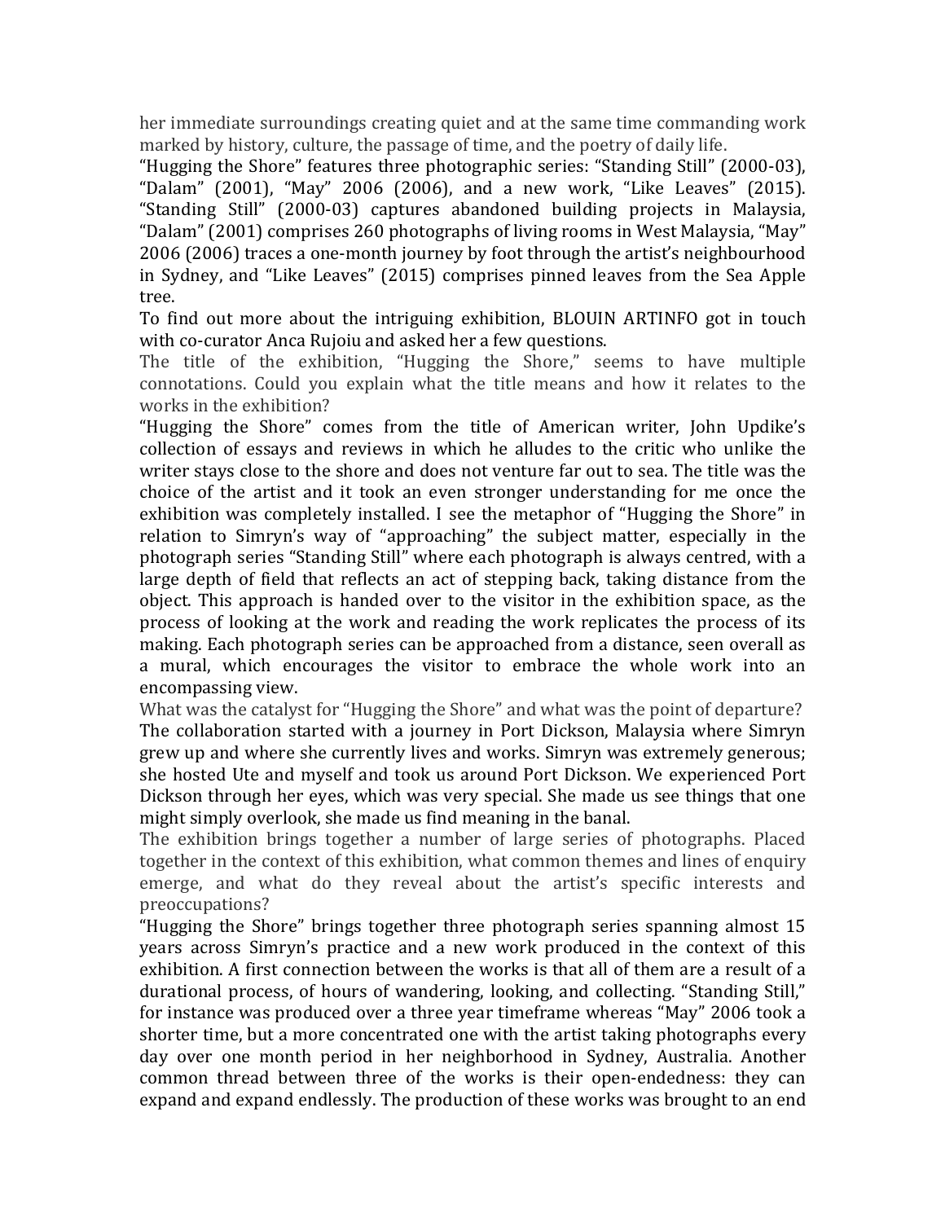her immediate surroundings creating quiet and at the same time commanding work marked by history, culture, the passage of time, and the poetry of daily life.

"Hugging the Shore" features three photographic series: "Standing Still" (2000-03), "Dalam" (2001), "May" 2006 (2006), and a new work, "Like Leaves" (2015). "Standing Still" (2000-03) captures abandoned building projects in Malaysia, "Dalam" (2001) comprises 260 photographs of living rooms in West Malaysia, "May" 2006 (2006) traces a one-month journey by foot through the artist's neighbourhood in Sydney, and "Like Leaves" (2015) comprises pinned leaves from the Sea Apple tree.

To find out more about the intriguing exhibition, BLOUIN ARTINFO got in touch with co-curator Anca Rujoiu and asked her a few questions.

The title of the exhibition, "Hugging the Shore," seems to have multiple connotations. Could you explain what the title means and how it relates to the works in the exhibition?

"Hugging the Shore" comes from the title of American writer, John Updike's collection of essays and reviews in which he alludes to the critic who unlike the writer stays close to the shore and does not venture far out to sea. The title was the choice of the artist and it took an even stronger understanding for me once the exhibition was completely installed. I see the metaphor of "Hugging the Shore" in relation to Simryn's way of "approaching" the subject matter, especially in the photograph series "Standing Still" where each photograph is always centred, with a large depth of field that reflects an act of stepping back, taking distance from the object. This approach is handed over to the visitor in the exhibition space, as the process of looking at the work and reading the work replicates the process of its making. Each photograph series can be approached from a distance, seen overall as a mural, which encourages the visitor to embrace the whole work into an encompassing view.

What was the catalyst for "Hugging the Shore" and what was the point of departure?

The collaboration started with a journey in Port Dickson, Malaysia where Simryn grew up and where she currently lives and works. Simryn was extremely generous; she hosted Ute and myself and took us around Port Dickson. We experienced Port Dickson through her eyes, which was very special. She made us see things that one might simply overlook, she made us find meaning in the banal.

The exhibition brings together a number of large series of photographs. Placed together in the context of this exhibition, what common themes and lines of enquiry emerge, and what do they reveal about the artist's specific interests and preoccupations?

"Hugging the Shore" brings together three photograph series spanning almost 15 years across Simryn's practice and a new work produced in the context of this exhibition. A first connection between the works is that all of them are a result of a durational process, of hours of wandering, looking, and collecting. "Standing Still," for instance was produced over a three year timeframe whereas "May" 2006 took a shorter time, but a more concentrated one with the artist taking photographs every day over one month period in her neighborhood in Sydney, Australia. Another common thread between three of the works is their open-endedness: they can expand and expand endlessly. The production of these works was brought to an end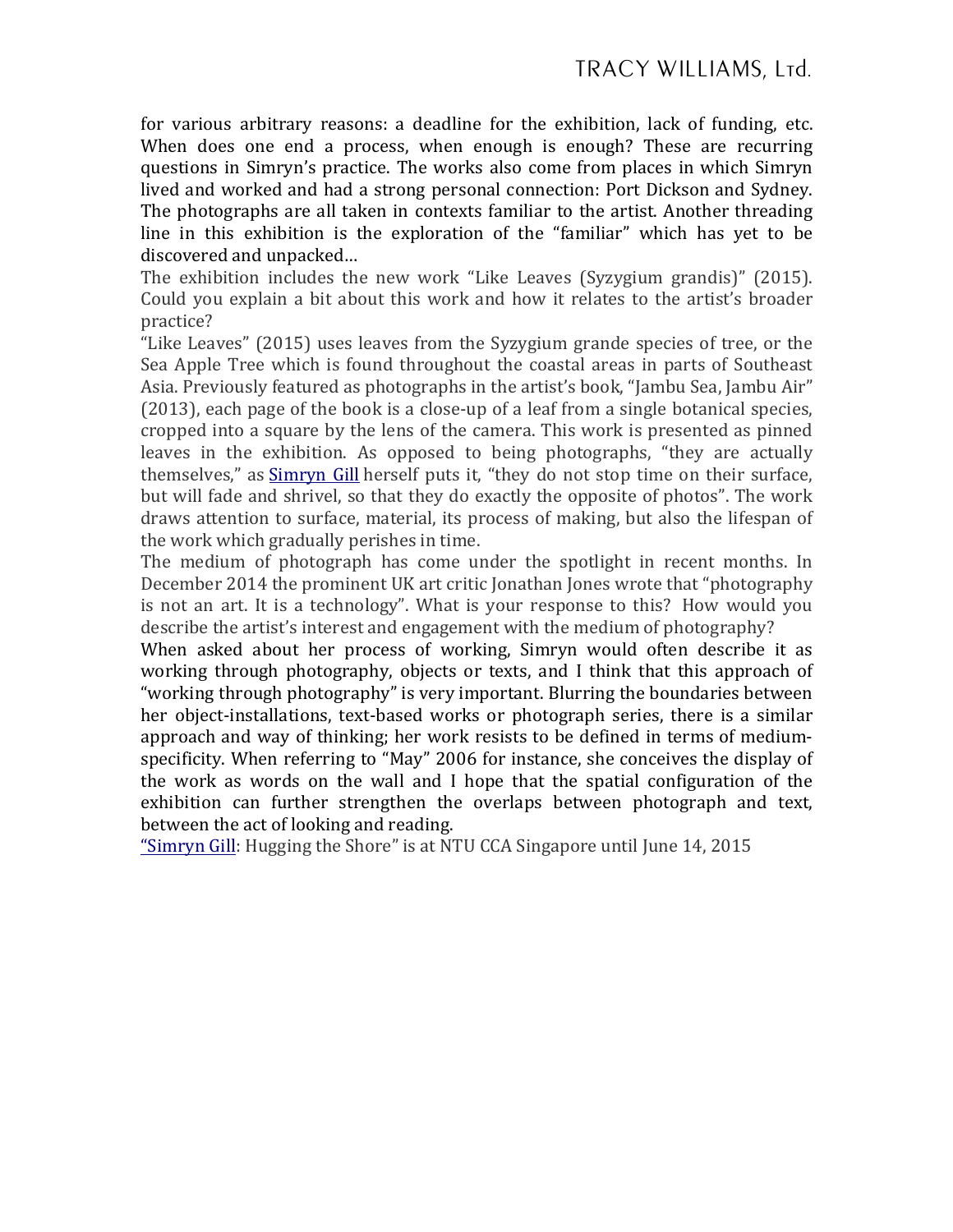for various arbitrary reasons: a deadline for the exhibition, lack of funding, etc. When does one end a process, when enough is enough? These are recurring questions in Simryn's practice. The works also come from places in which Simryn lived and worked and had a strong personal connection: Port Dickson and Sydney. The photographs are all taken in contexts familiar to the artist. Another threading line in this exhibition is the exploration of the "familiar" which has yet to be discovered and unpacked…

The exhibition includes the new work "Like Leaves (Syzygium grandis)" (2015). Could you explain a bit about this work and how it relates to the artist's broader practice?

"Like Leaves" (2015) uses leaves from the Syzygium grande species of tree, or the Sea Apple Tree which is found throughout the coastal areas in parts of Southeast Asia. Previously featured as photographs in the artist's book, "Jambu Sea, Jambu Air" (2013), each page of the book is a close-up of a leaf from a single botanical species, cropped into a square by the lens of the camera. This work is presented as pinned leaves in the exhibition. As opposed to being photographs, "they are actually themselves," as Simryn Gill herself puts it, "they do not stop time on their surface, but will fade and shrivel, so that they do exactly the opposite of photos". The work draws attention to surface, material, its process of making, but also the lifespan of the work which gradually perishes in time.

The medium of photograph has come under the spotlight in recent months. In December 2014 the prominent UK art critic Jonathan Jones wrote that "photography is not an art. It is a technology". What is your response to this? How would you describe the artist's interest and engagement with the medium of photography?

When asked about her process of working, Simryn would often describe it as working through photography, objects or texts, and I think that this approach of "working through photography" is very important. Blurring the boundaries between her object-installations, text-based works or photograph series, there is a similar approach and way of thinking; her work resists to be defined in terms of medium-specificity. When referring to "May" 2006 for instance, she conceives the display of the work as words on the wall and I hope that the spatial configuration of the exhibition can further strengthen the overlaps between photograph and text, between the act of looking and reading.

"Simryn Gill: Hugging the Shore" is at NTU CCA Singapore until June 14, 2015